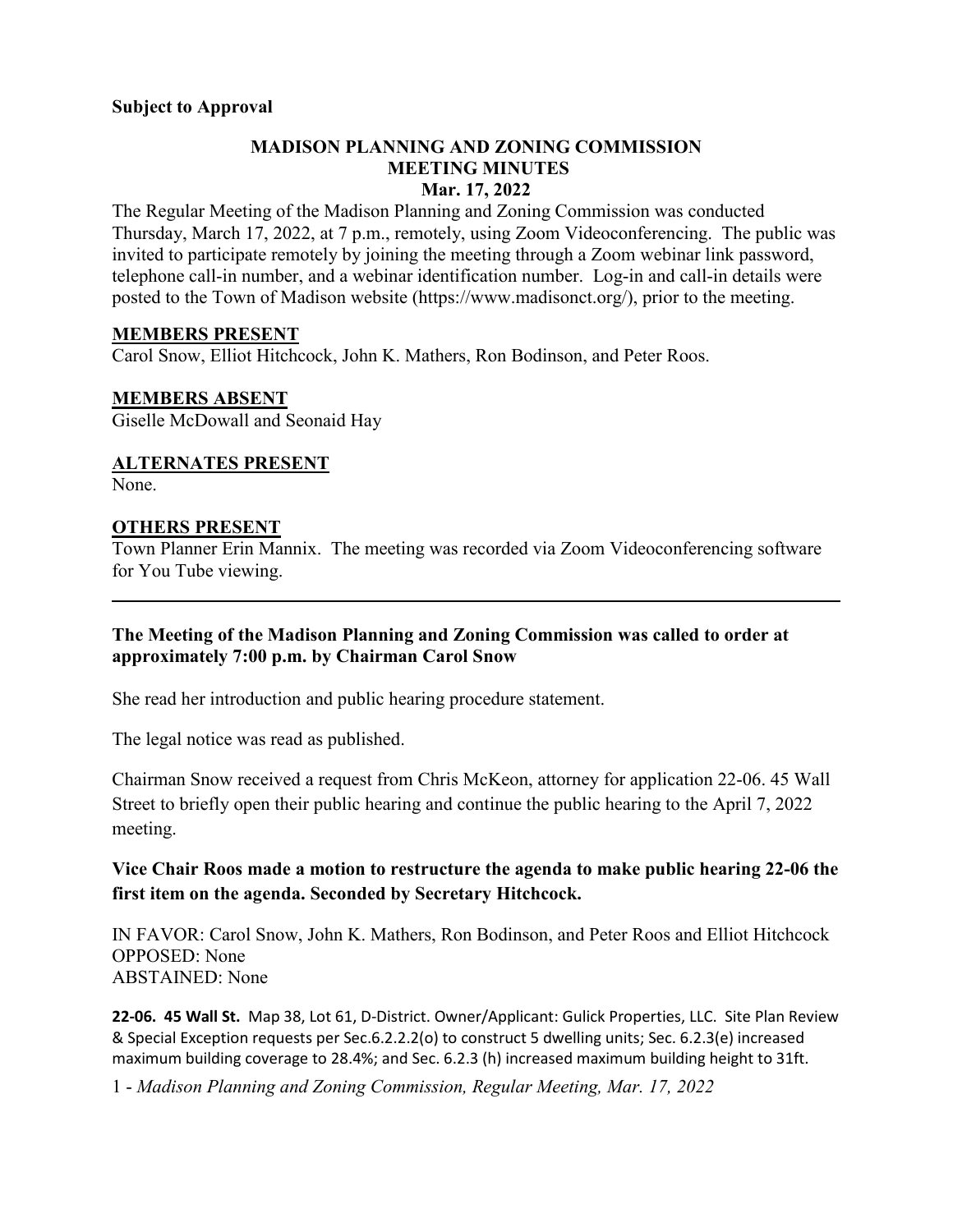**Subject to Approval**

# MADISON PLANNING AND ZONING COMMISSION
## MEETING MINUTES
### Mar. 17, 2022

The Regular Meeting of the Madison Planning and Zoning Commission was conducted Thursday, March 17, 2022, at 7 p.m., remotely, using Zoom Videoconferencing. The public was invited to participate remotely by joining the meeting through a Zoom webinar link password, telephone call-in number, and a webinar identification number. Log-in and call-in details were posted to the Town of Madison website (https://www.madisonct.org/), prior to the meeting.

**MEMBERS PRESENT**

Carol Snow, Elliot Hitchcock, John K. Mathers, Ron Bodinson, and Peter Roos.

**MEMBERS ABSENT**

Giselle McDowall and Seonaid Hay

**ALTERNATES PRESENT**

None.

**OTHERS PRESENT**

Town Planner Erin Mannix. The meeting was recorded via Zoom Videoconferencing software for You Tube viewing.

---

**The Meeting of the Madison Planning and Zoning Commission was called to order at approximately 7:00 p.m. by Chairman Carol Snow**

She read her introduction and public hearing procedure statement.

The legal notice was read as published.

Chairman Snow received a request from Chris McKeon, attorney for application 22-06. 45 Wall Street to briefly open their public hearing and continue the public hearing to the April 7, 2022 meeting.

**Vice Chair Roos made a motion to restructure the agenda to make public hearing 22-06 the first item on the agenda. Seconded by Secretary Hitchcock.**

IN FAVOR: Carol Snow, John K. Mathers, Ron Bodinson, and Peter Roos and Elliot Hitchcock
OPPOSED: None
ABSTAINED: None

**22-06. 45 Wall St.** Map 38, Lot 61, D-District. Owner/Applicant: Gulick Properties, LLC. Site Plan Review & Special Exception requests per Sec.6.2.2.2(o) to construct 5 dwelling units; Sec. 6.2.3(e) increased maximum building coverage to 28.4%; and Sec. 6.2.3 (h) increased maximum building height to 31ft.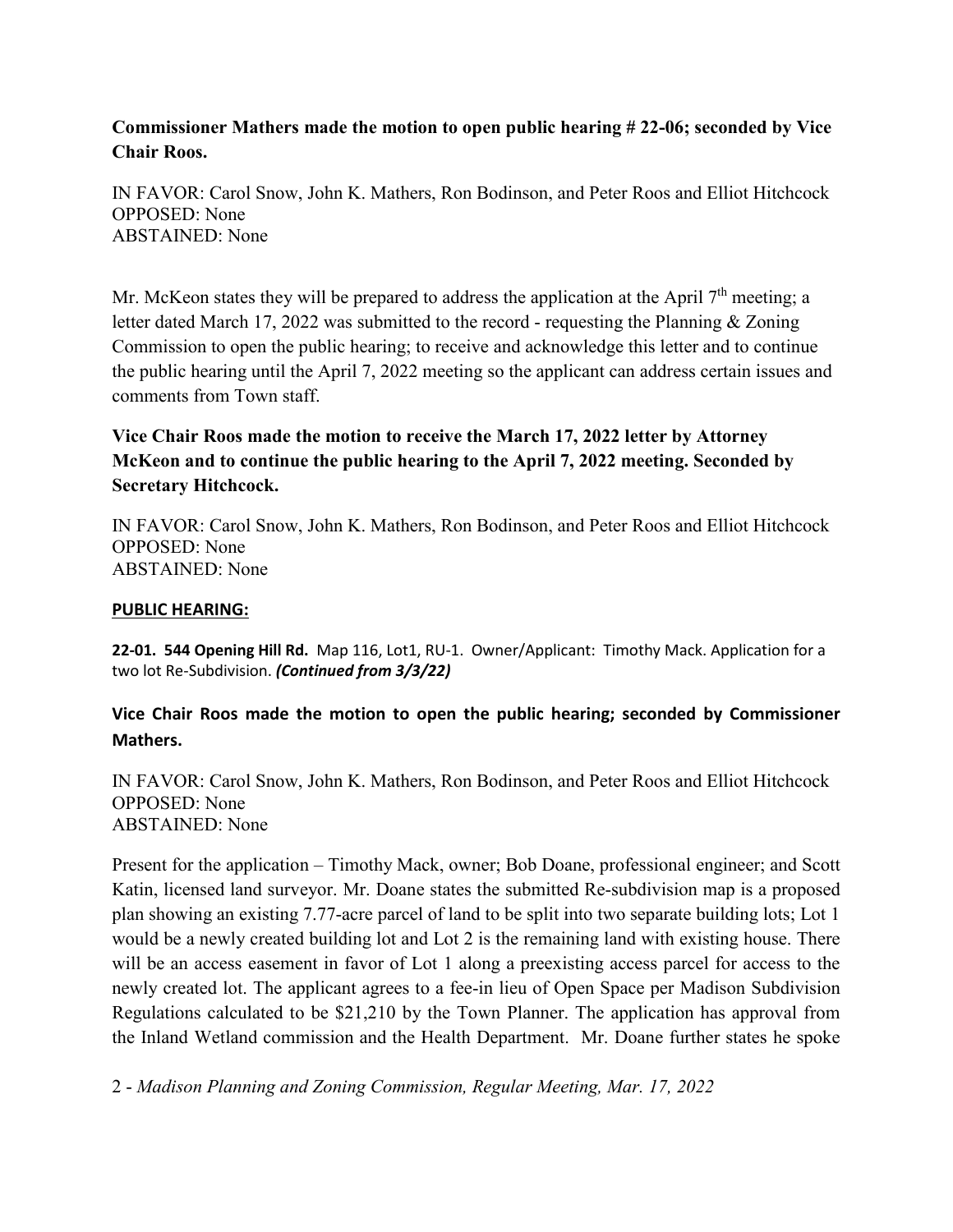**Commissioner Mathers made the motion to open public hearing # 22-06; seconded by Vice Chair Roos.**

IN FAVOR: Carol Snow, John K. Mathers, Ron Bodinson, and Peter Roos and Elliot Hitchcock
OPPOSED: None
ABSTAINED: None

Mr. McKeon states they will be prepared to address the application at the April 7th meeting; a letter dated March 17, 2022 was submitted to the record - requesting the Planning & Zoning Commission to open the public hearing; to receive and acknowledge this letter and to continue the public hearing until the April 7, 2022 meeting so the applicant can address certain issues and comments from Town staff.

**Vice Chair Roos made the motion to receive the March 17, 2022 letter by Attorney McKeon and to continue the public hearing to the April 7, 2022 meeting. Seconded by Secretary Hitchcock.**

IN FAVOR: Carol Snow, John K. Mathers, Ron Bodinson, and Peter Roos and Elliot Hitchcock
OPPOSED: None
ABSTAINED: None

**PUBLIC HEARING:**

**22-01. 544 Opening Hill Rd.** Map 116, Lot1, RU-1. Owner/Applicant: Timothy Mack. Application for a two lot Re-Subdivision. ***(Continued from 3/3/22)***

**Vice Chair Roos made the motion to open the public hearing; seconded by Commissioner Mathers.**

IN FAVOR: Carol Snow, John K. Mathers, Ron Bodinson, and Peter Roos and Elliot Hitchcock
OPPOSED: None
ABSTAINED: None

Present for the application – Timothy Mack, owner; Bob Doane, professional engineer; and Scott Katin, licensed land surveyor. Mr. Doane states the submitted Re-subdivision map is a proposed plan showing an existing 7.77-acre parcel of land to be split into two separate building lots; Lot 1 would be a newly created building lot and Lot 2 is the remaining land with existing house. There will be an access easement in favor of Lot 1 along a preexisting access parcel for access to the newly created lot. The applicant agrees to a fee-in lieu of Open Space per Madison Subdivision Regulations calculated to be $21,210 by the Town Planner. The application has approval from the Inland Wetland commission and the Health Department. Mr. Doane further states he spoke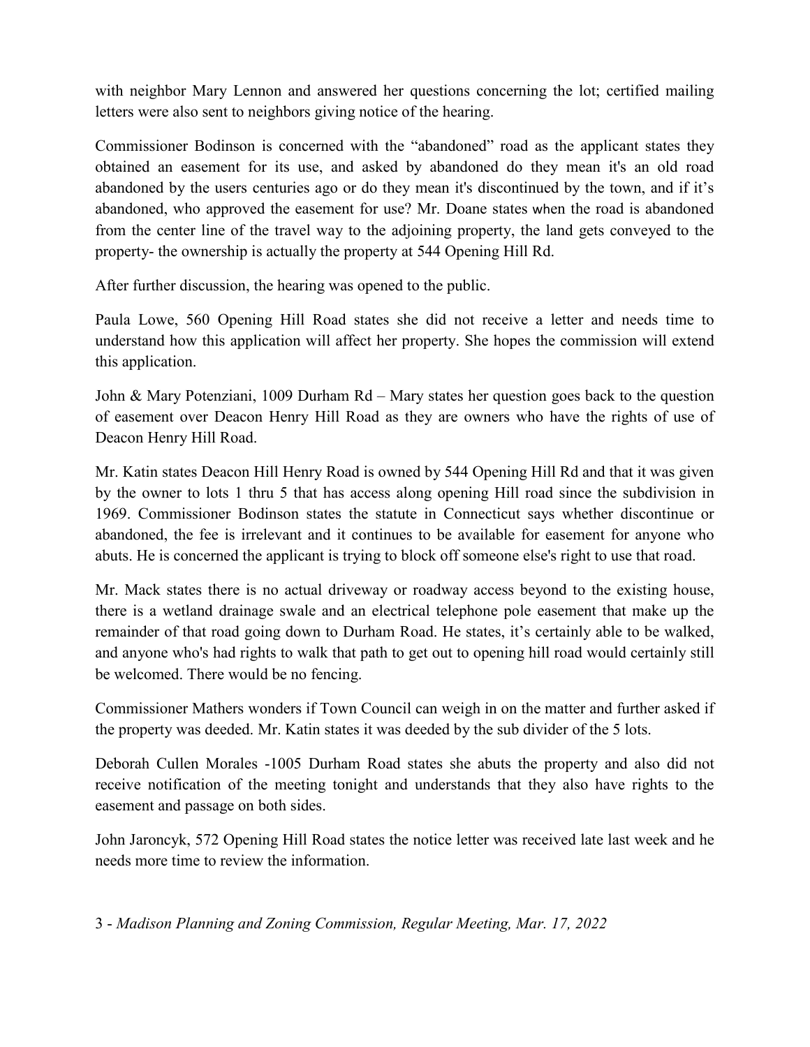with neighbor Mary Lennon and answered her questions concerning the lot; certified mailing letters were also sent to neighbors giving notice of the hearing.

Commissioner Bodinson is concerned with the "abandoned" road as the applicant states they obtained an easement for its use, and asked by abandoned do they mean it's an old road abandoned by the users centuries ago or do they mean it's discontinued by the town, and if it's abandoned, who approved the easement for use? Mr. Doane states when the road is abandoned from the center line of the travel way to the adjoining property, the land gets conveyed to the property- the ownership is actually the property at 544 Opening Hill Rd.

After further discussion, the hearing was opened to the public.

Paula Lowe, 560 Opening Hill Road states she did not receive a letter and needs time to understand how this application will affect her property. She hopes the commission will extend this application.

John & Mary Potenziani, 1009 Durham Rd – Mary states her question goes back to the question of easement over Deacon Henry Hill Road as they are owners who have the rights of use of Deacon Henry Hill Road.

Mr. Katin states Deacon Hill Henry Road is owned by 544 Opening Hill Rd and that it was given by the owner to lots 1 thru 5 that has access along opening Hill road since the subdivision in 1969. Commissioner Bodinson states the statute in Connecticut says whether discontinue or abandoned, the fee is irrelevant and it continues to be available for easement for anyone who abuts. He is concerned the applicant is trying to block off someone else's right to use that road.

Mr. Mack states there is no actual driveway or roadway access beyond to the existing house, there is a wetland drainage swale and an electrical telephone pole easement that make up the remainder of that road going down to Durham Road. He states, it's certainly able to be walked, and anyone who's had rights to walk that path to get out to opening hill road would certainly still be welcomed. There would be no fencing.

Commissioner Mathers wonders if Town Council can weigh in on the matter and further asked if the property was deeded. Mr. Katin states it was deeded by the sub divider of the 5 lots.

Deborah Cullen Morales -1005 Durham Road states she abuts the property and also did not receive notification of the meeting tonight and understands that they also have rights to the easement and passage on both sides.

John Jaroncyk, 572 Opening Hill Road states the notice letter was received late last week and he needs more time to review the information.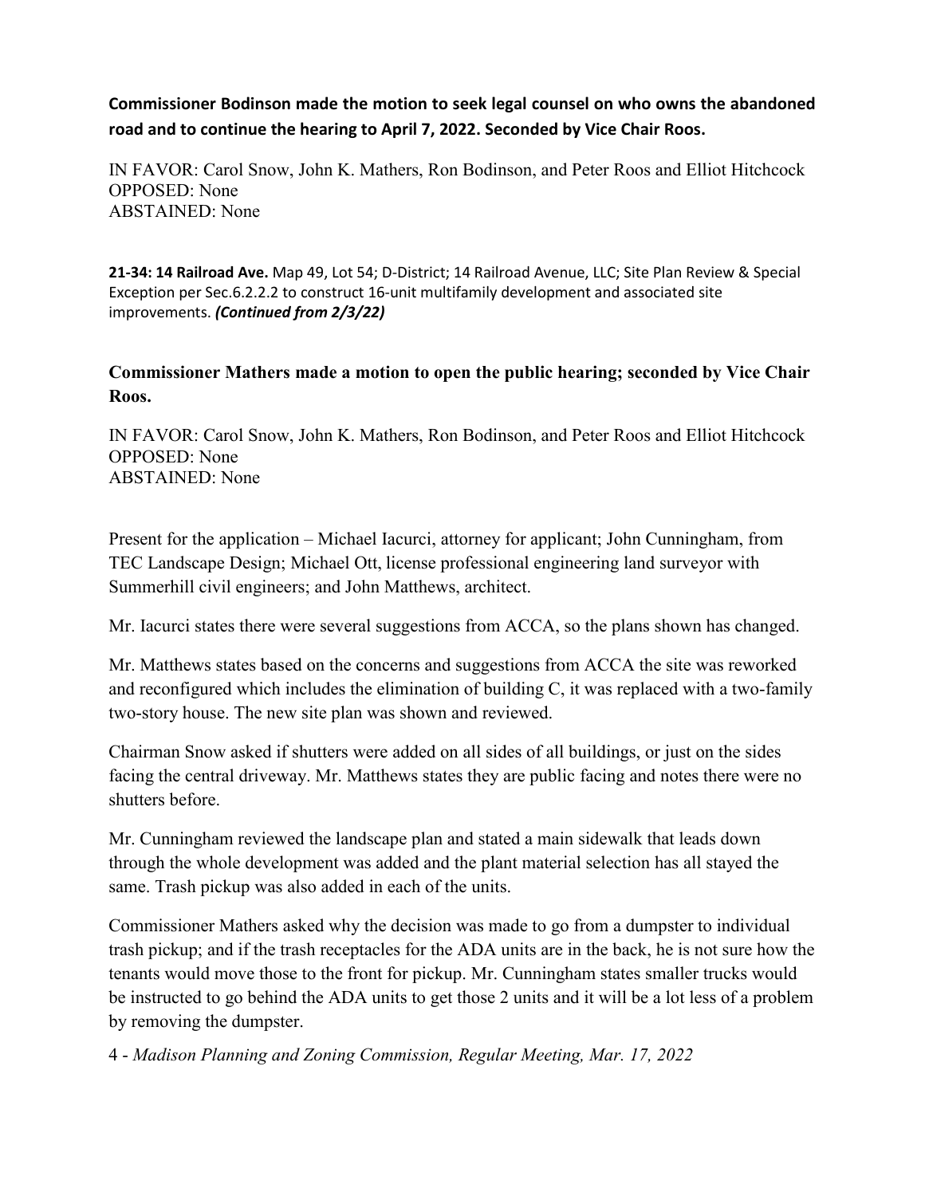**Commissioner Bodinson made the motion to seek legal counsel on who owns the abandoned road and to continue the hearing to April 7, 2022. Seconded by Vice Chair Roos.**

IN FAVOR: Carol Snow, John K. Mathers, Ron Bodinson, and Peter Roos and Elliot Hitchcock
OPPOSED: None
ABSTAINED: None

**21-34: 14 Railroad Ave.** Map 49, Lot 54; D-District; 14 Railroad Avenue, LLC; Site Plan Review & Special Exception per Sec.6.2.2.2 to construct 16-unit multifamily development and associated site improvements. ***(Continued from 2/3/22)***

**Commissioner Mathers made a motion to open the public hearing; seconded by Vice Chair Roos.**

IN FAVOR: Carol Snow, John K. Mathers, Ron Bodinson, and Peter Roos and Elliot Hitchcock
OPPOSED: None
ABSTAINED: None

Present for the application – Michael Iacurci, attorney for applicant; John Cunningham, from TEC Landscape Design; Michael Ott, license professional engineering land surveyor with Summerhill civil engineers; and John Matthews, architect.

Mr. Iacurci states there were several suggestions from ACCA, so the plans shown has changed.

Mr. Matthews states based on the concerns and suggestions from ACCA the site was reworked and reconfigured which includes the elimination of building C, it was replaced with a two-family two-story house. The new site plan was shown and reviewed.

Chairman Snow asked if shutters were added on all sides of all buildings, or just on the sides facing the central driveway. Mr. Matthews states they are public facing and notes there were no shutters before.

Mr. Cunningham reviewed the landscape plan and stated a main sidewalk that leads down through the whole development was added and the plant material selection has all stayed the same. Trash pickup was also added in each of the units.

Commissioner Mathers asked why the decision was made to go from a dumpster to individual trash pickup; and if the trash receptacles for the ADA units are in the back, he is not sure how the tenants would move those to the front for pickup. Mr. Cunningham states smaller trucks would be instructed to go behind the ADA units to get those 2 units and it will be a lot less of a problem by removing the dumpster.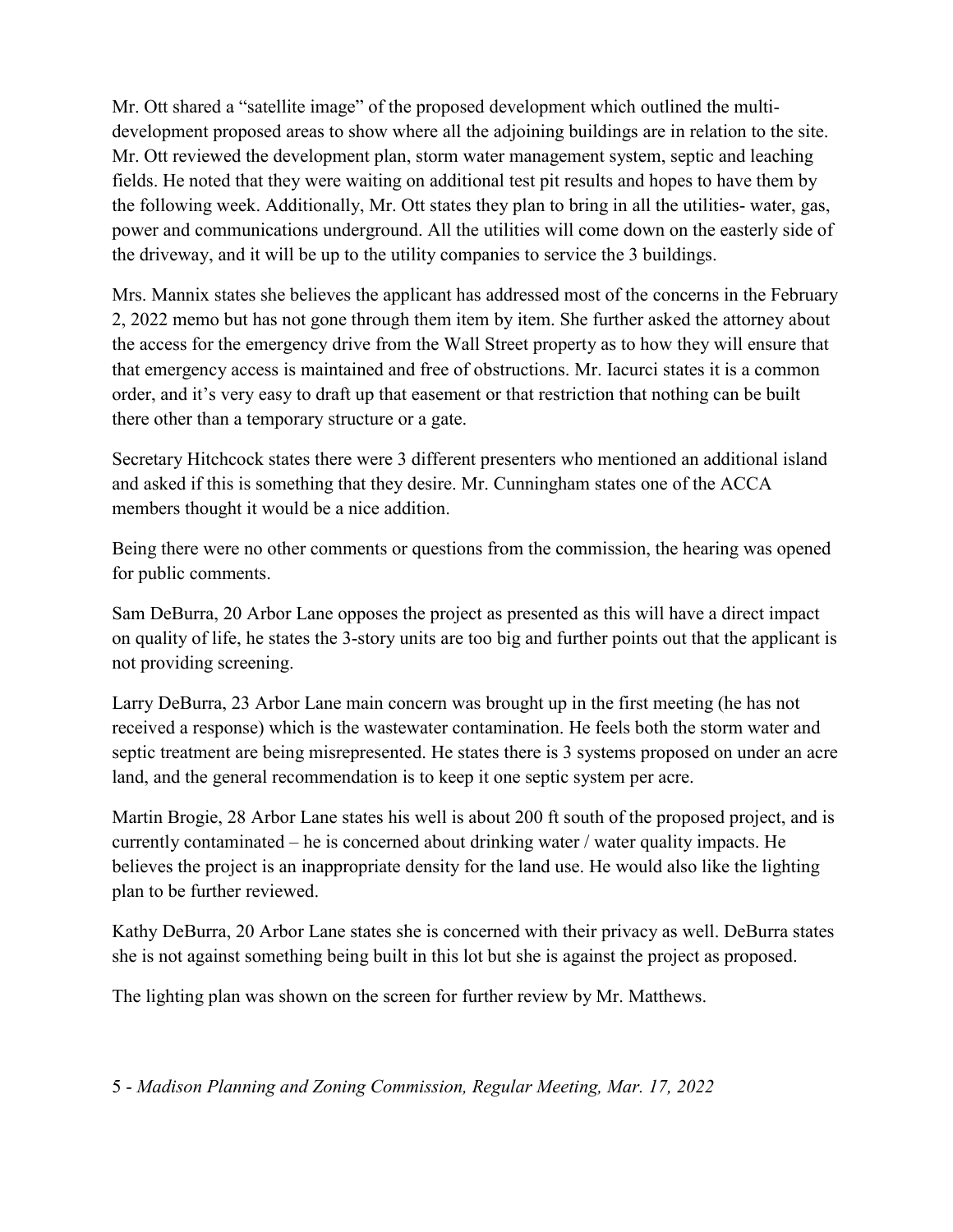Mr. Ott shared a "satellite image" of the proposed development which outlined the multi-development proposed areas to show where all the adjoining buildings are in relation to the site. Mr. Ott reviewed the development plan, storm water management system, septic and leaching fields. He noted that they were waiting on additional test pit results and hopes to have them by the following week. Additionally, Mr. Ott states they plan to bring in all the utilities- water, gas, power and communications underground. All the utilities will come down on the easterly side of the driveway, and it will be up to the utility companies to service the 3 buildings.

Mrs. Mannix states she believes the applicant has addressed most of the concerns in the February 2, 2022 memo but has not gone through them item by item. She further asked the attorney about the access for the emergency drive from the Wall Street property as to how they will ensure that that emergency access is maintained and free of obstructions. Mr. Iacurci states it is a common order, and it's very easy to draft up that easement or that restriction that nothing can be built there other than a temporary structure or a gate.

Secretary Hitchcock states there were 3 different presenters who mentioned an additional island and asked if this is something that they desire. Mr. Cunningham states one of the ACCA members thought it would be a nice addition.

Being there were no other comments or questions from the commission, the hearing was opened for public comments.

Sam DeBurra, 20 Arbor Lane opposes the project as presented as this will have a direct impact on quality of life, he states the 3-story units are too big and further points out that the applicant is not providing screening.

Larry DeBurra, 23 Arbor Lane main concern was brought up in the first meeting (he has not received a response) which is the wastewater contamination. He feels both the storm water and septic treatment are being misrepresented. He states there is 3 systems proposed on under an acre land, and the general recommendation is to keep it one septic system per acre.

Martin Brogie, 28 Arbor Lane states his well is about 200 ft south of the proposed project, and is currently contaminated – he is concerned about drinking water / water quality impacts. He believes the project is an inappropriate density for the land use. He would also like the lighting plan to be further reviewed.

Kathy DeBurra, 20 Arbor Lane states she is concerned with their privacy as well. DeBurra states she is not against something being built in this lot but she is against the project as proposed.

The lighting plan was shown on the screen for further review by Mr. Matthews.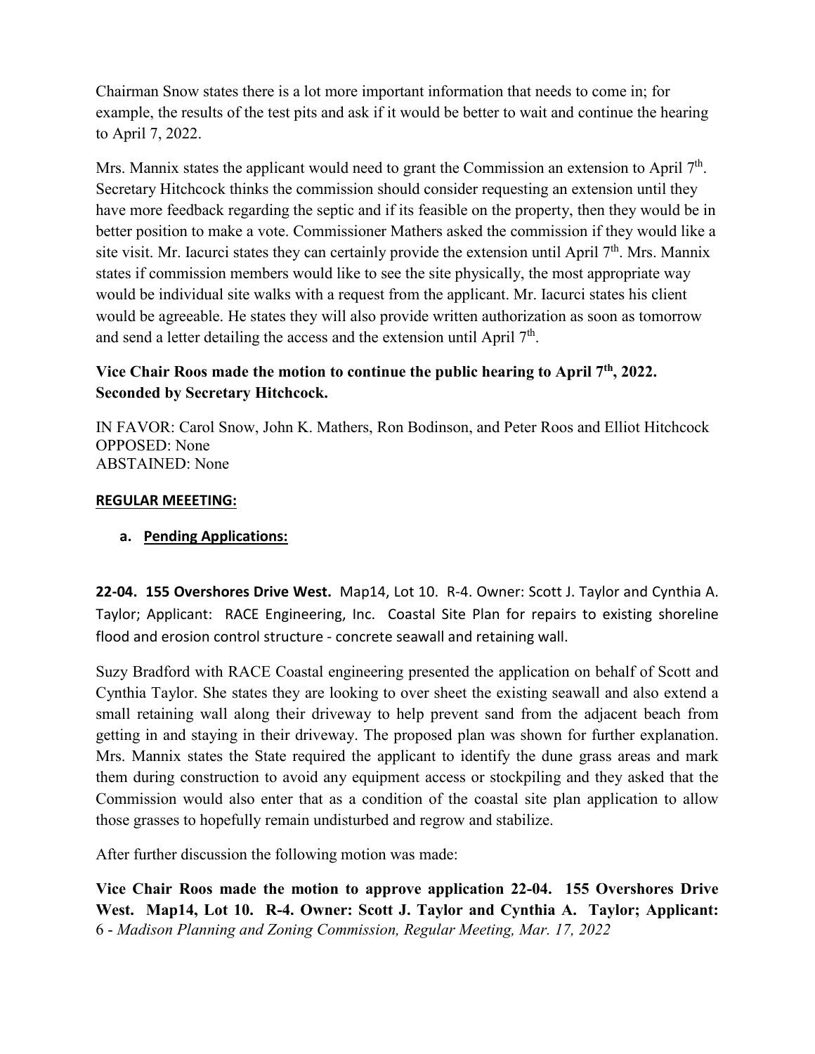Chairman Snow states there is a lot more important information that needs to come in; for example, the results of the test pits and ask if it would be better to wait and continue the hearing to April 7, 2022.

Mrs. Mannix states the applicant would need to grant the Commission an extension to April 7th. Secretary Hitchcock thinks the commission should consider requesting an extension until they have more feedback regarding the septic and if its feasible on the property, then they would be in better position to make a vote. Commissioner Mathers asked the commission if they would like a site visit. Mr. Iacurci states they can certainly provide the extension until April 7th. Mrs. Mannix states if commission members would like to see the site physically, the most appropriate way would be individual site walks with a request from the applicant. Mr. Iacurci states his client would be agreeable. He states they will also provide written authorization as soon as tomorrow and send a letter detailing the access and the extension until April 7th.

**Vice Chair Roos made the motion to continue the public hearing to April 7th, 2022. Seconded by Secretary Hitchcock.**

IN FAVOR: Carol Snow, John K. Mathers, Ron Bodinson, and Peter Roos and Elliot Hitchcock
OPPOSED: None
ABSTAINED: None

**REGULAR MEEETING:**

**a. Pending Applications:**

**22-04. 155 Overshores Drive West.** Map14, Lot 10. R-4. Owner: Scott J. Taylor and Cynthia A. Taylor; Applicant: RACE Engineering, Inc. Coastal Site Plan for repairs to existing shoreline flood and erosion control structure - concrete seawall and retaining wall.

Suzy Bradford with RACE Coastal engineering presented the application on behalf of Scott and Cynthia Taylor. She states they are looking to over sheet the existing seawall and also extend a small retaining wall along their driveway to help prevent sand from the adjacent beach from getting in and staying in their driveway. The proposed plan was shown for further explanation. Mrs. Mannix states the State required the applicant to identify the dune grass areas and mark them during construction to avoid any equipment access or stockpiling and they asked that the Commission would also enter that as a condition of the coastal site plan application to allow those grasses to hopefully remain undisturbed and regrow and stabilize.

After further discussion the following motion was made:

**Vice Chair Roos made the motion to approve application 22-04. 155 Overshores Drive West. Map14, Lot 10. R-4. Owner: Scott J. Taylor and Cynthia A. Taylor; Applicant:**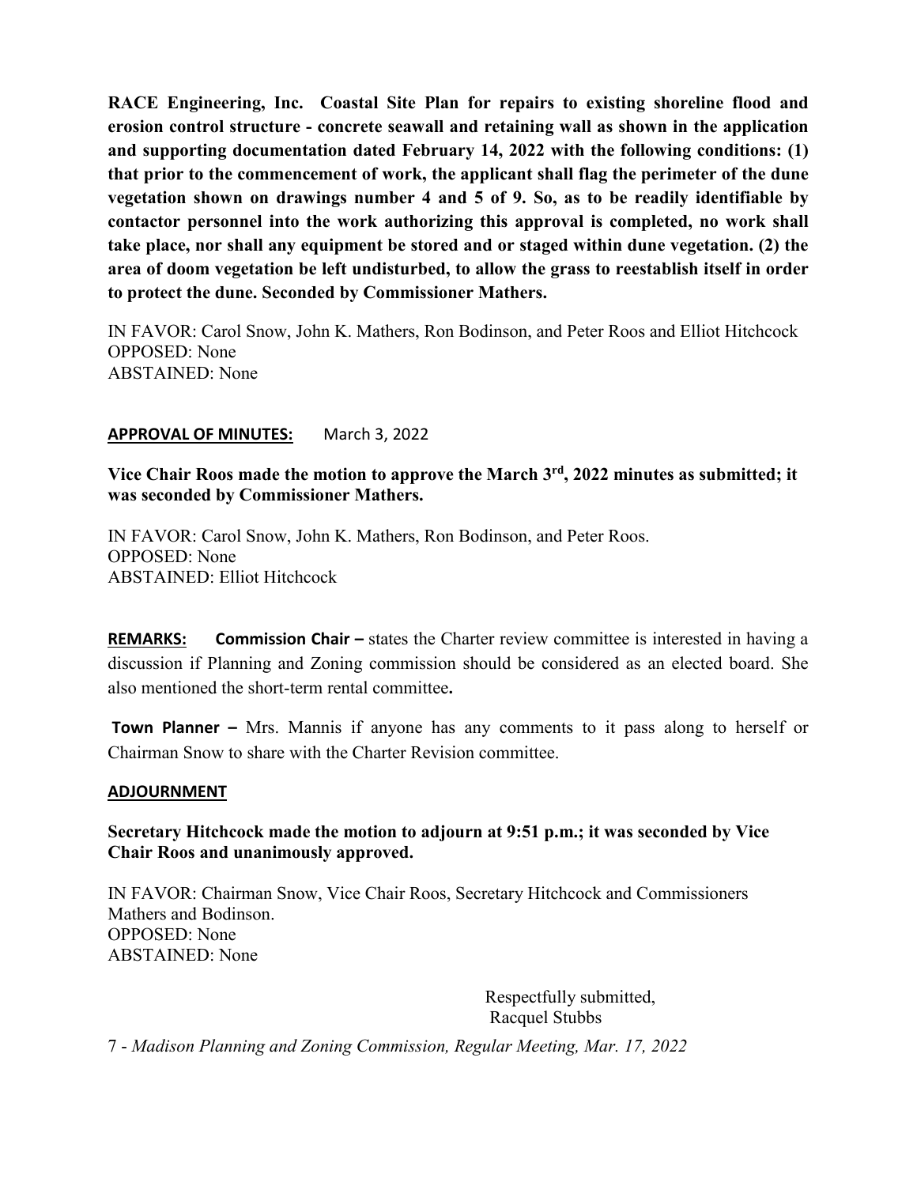**RACE Engineering, Inc. Coastal Site Plan for repairs to existing shoreline flood and erosion control structure - concrete seawall and retaining wall as shown in the application and supporting documentation dated February 14, 2022 with the following conditions: (1) that prior to the commencement of work, the applicant shall flag the perimeter of the dune vegetation shown on drawings number 4 and 5 of 9. So, as to be readily identifiable by contactor personnel into the work authorizing this approval is completed, no work shall take place, nor shall any equipment be stored and or staged within dune vegetation. (2) the area of doom vegetation be left undisturbed, to allow the grass to reestablish itself in order to protect the dune. Seconded by Commissioner Mathers.**

IN FAVOR: Carol Snow, John K. Mathers, Ron Bodinson, and Peter Roos and Elliot Hitchcock
OPPOSED: None
ABSTAINED: None

**APPROVAL OF MINUTES:** March 3, 2022

**Vice Chair Roos made the motion to approve the March 3rd, 2022 minutes as submitted; it was seconded by Commissioner Mathers.**

IN FAVOR: Carol Snow, John K. Mathers, Ron Bodinson, and Peter Roos.
OPPOSED: None
ABSTAINED: Elliot Hitchcock

**REMARKS:** **Commission Chair –** states the Charter review committee is interested in having a discussion if Planning and Zoning commission should be considered as an elected board. She also mentioned the short-term rental committee**.**

**Town Planner –** Mrs. Mannis if anyone has any comments to it pass along to herself or Chairman Snow to share with the Charter Revision committee.

**ADJOURNMENT**

**Secretary Hitchcock made the motion to adjourn at 9:51 p.m.; it was seconded by Vice Chair Roos and unanimously approved.**

IN FAVOR: Chairman Snow, Vice Chair Roos, Secretary Hitchcock and Commissioners Mathers and Bodinson.
OPPOSED: None
ABSTAINED: None

Respectfully submitted,
Racquel Stubbs